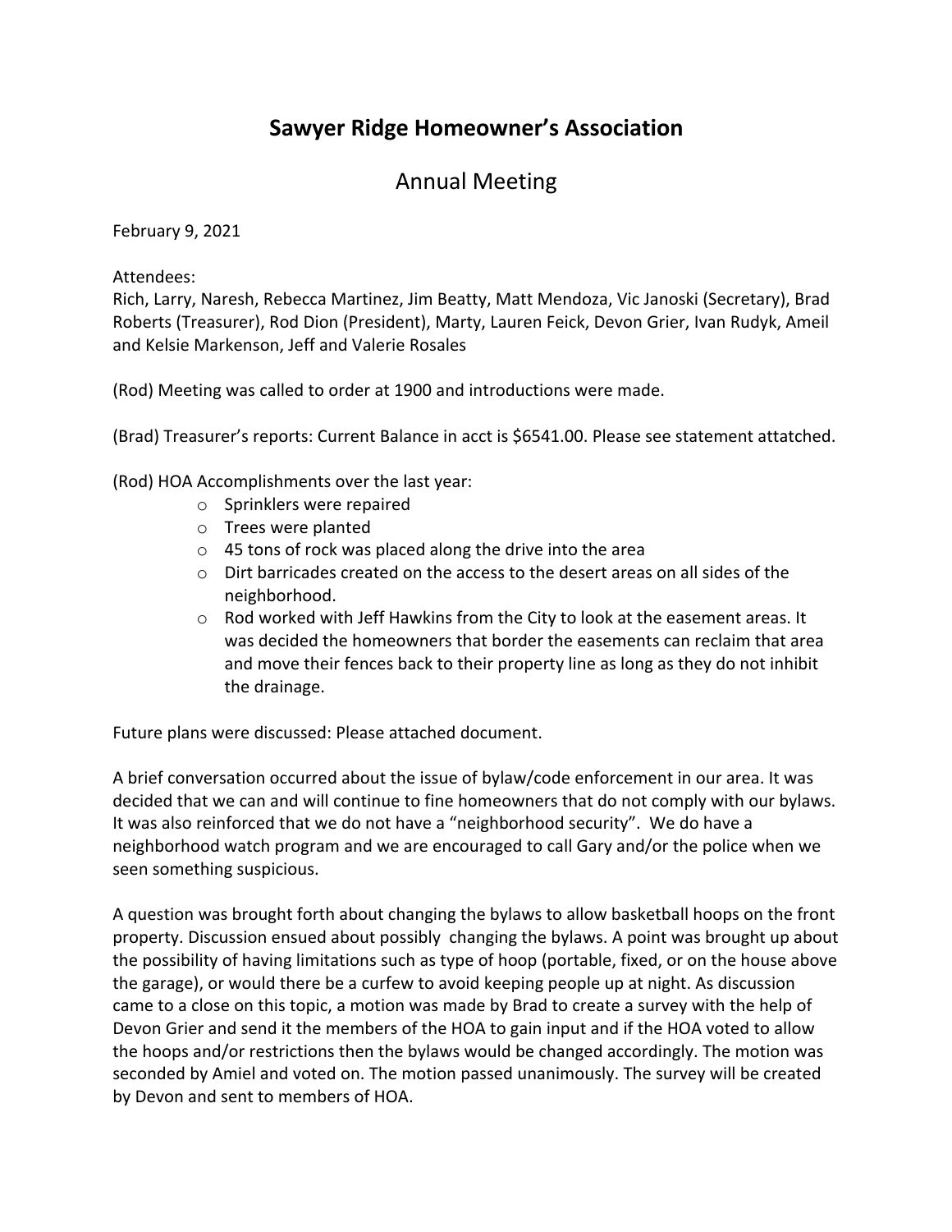# Sawyer Ridge Homeowner's Association

## Annual Meeting

February 9, 2021

Attendees:
Rich, Larry, Naresh, Rebecca Martinez, Jim Beatty, Matt Mendoza, Vic Janoski (Secretary), Brad Roberts (Treasurer), Rod Dion (President), Marty, Lauren Feick, Devon Grier, Ivan Rudyk, Ameil and Kelsie Markenson, Jeff and Valerie Rosales

(Rod) Meeting was called to order at 1900 and introductions were made.

(Brad) Treasurer's reports: Current Balance in acct is $6541.00. Please see statement attatched.

(Rod) HOA Accomplishments over the last year:

- Sprinklers were repaired
- Trees were planted
- 45 tons of rock was placed along the drive into the area
- Dirt barricades created on the access to the desert areas on all sides of the neighborhood.
- Rod worked with Jeff Hawkins from the City to look at the easement areas. It was decided the homeowners that border the easements can reclaim that area and move their fences back to their property line as long as they do not inhibit the drainage.

Future plans were discussed: Please attached document.

A brief conversation occurred about the issue of bylaw/code enforcement in our area. It was decided that we can and will continue to fine homeowners that do not comply with our bylaws. It was also reinforced that we do not have a "neighborhood security". We do have a neighborhood watch program and we are encouraged to call Gary and/or the police when we seen something suspicious.

A question was brought forth about changing the bylaws to allow basketball hoops on the front property. Discussion ensued about possibly changing the bylaws. A point was brought up about the possibility of having limitations such as type of hoop (portable, fixed, or on the house above the garage), or would there be a curfew to avoid keeping people up at night. As discussion came to a close on this topic, a motion was made by Brad to create a survey with the help of Devon Grier and send it the members of the HOA to gain input and if the HOA voted to allow the hoops and/or restrictions then the bylaws would be changed accordingly. The motion was seconded by Amiel and voted on. The motion passed unanimously. The survey will be created by Devon and sent to members of HOA.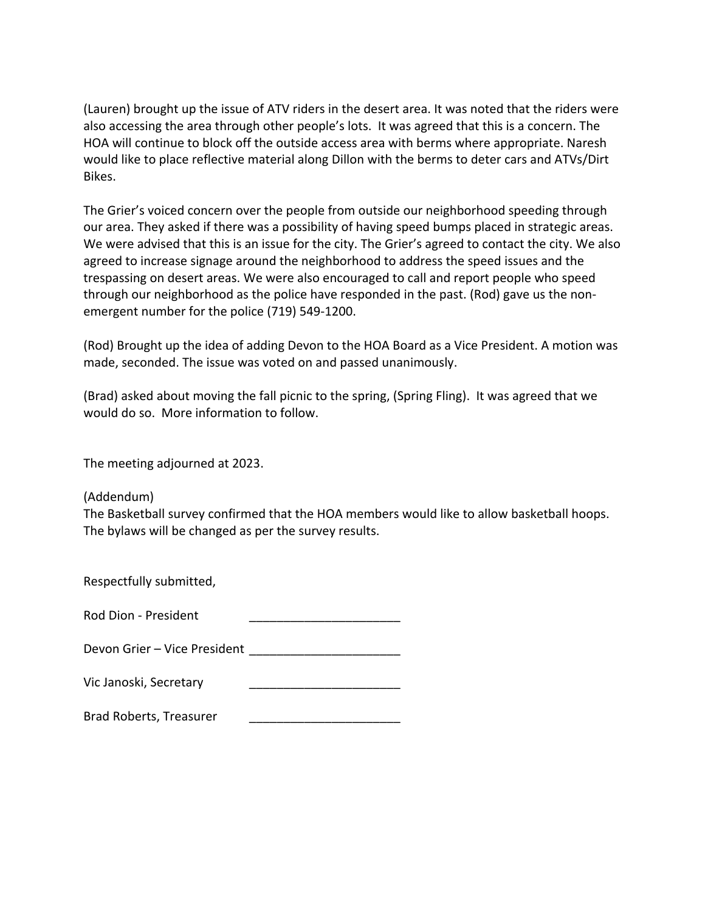(Lauren) brought up the issue of ATV riders in the desert area. It was noted that the riders were also accessing the area through other people's lots. It was agreed that this is a concern. The HOA will continue to block off the outside access area with berms where appropriate. Naresh would like to place reflective material along Dillon with the berms to deter cars and ATVs/Dirt Bikes.

The Grier's voiced concern over the people from outside our neighborhood speeding through our area. They asked if there was a possibility of having speed bumps placed in strategic areas. We were advised that this is an issue for the city. The Grier's agreed to contact the city. We also agreed to increase signage around the neighborhood to address the speed issues and the trespassing on desert areas. We were also encouraged to call and report people who speed through our neighborhood as the police have responded in the past. (Rod) gave us the non-emergent number for the police (719) 549-1200.

(Rod) Brought up the idea of adding Devon to the HOA Board as a Vice President. A motion was made, seconded. The issue was voted on and passed unanimously.

(Brad) asked about moving the fall picnic to the spring, (Spring Fling). It was agreed that we would do so. More information to follow.

The meeting adjourned at 2023.

(Addendum)
The Basketball survey confirmed that the HOA members would like to allow basketball hoops. The bylaws will be changed as per the survey results.

Respectfully submitted,

Rod Dion - President ______________________

Devon Grier – Vice President ______________________

Vic Janoski, Secretary ______________________

Brad Roberts, Treasurer ______________________